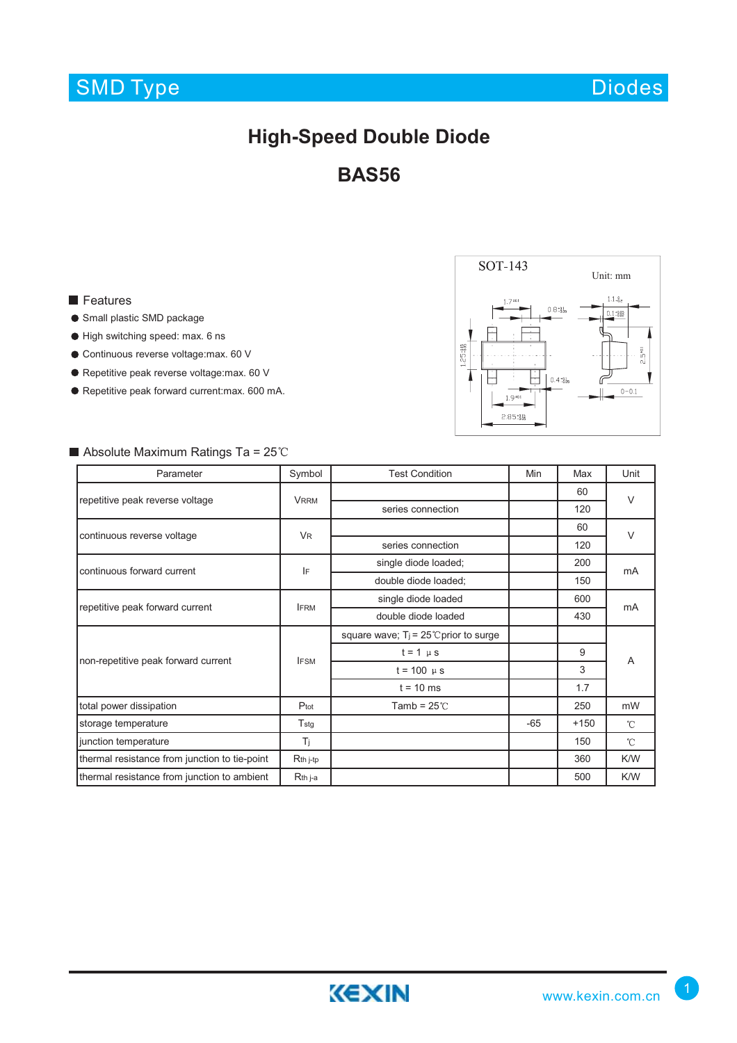# High-Speed Double Diode

# BAS56

SOT-143

Unit: mm

## Features

- Small plastic SMD package
- High switching speed: max. 6 ns
- Continuous reverse voltage:max. 60 V
- Repetitive peak reverse voltage:max. 60 V
- Repetitive peak forward current:max. 600 mA.

## Absolute Maximum Ratings Ta = 25℃

| Parameter | Symbol | Test Condition | Min | Max | Unit |
|---|---|---|---|---|---|
| repetitive peak reverse voltage | $V_{RRM}$ | | | 60 | V |
| | | series connection | | 120 | |
| continuous reverse voltage | $V_R$ | | | 60 | V |
| | | series connection | | 120 | |
| continuous forward current | $I_F$ | single diode loaded; | | 200 | mA |
| | | double diode loaded; | | 150 | |
| repetitive peak forward current | $I_{FRM}$ | single diode loaded | | 600 | mA |
| | | double diode loaded | | 430 | |
| non-repetitive peak forward current | $I_{FSM}$ | square wave; $T_j$ = 25℃prior to surge | | | A |
| | | t = 1 μs | | 9 | |
| | | t = 100 μs | | 3 | |
| | | t = 10 ms | | 1.7 | |
| total power dissipation | $P_{tot}$ | Tamb = 25℃ | | 250 | mW |
| storage temperature | $T_{stg}$ | | -65 | +150 | ℃ |
| junction temperature | $T_j$ | | | 150 | ℃ |
| thermal resistance from junction to tie-point | $R_{th\ j\text{-}tp}$ | | | 360 | K/W |
| thermal resistance from junction to ambient | $R_{th\ j\text{-}a}$ | | | 500 | K/W |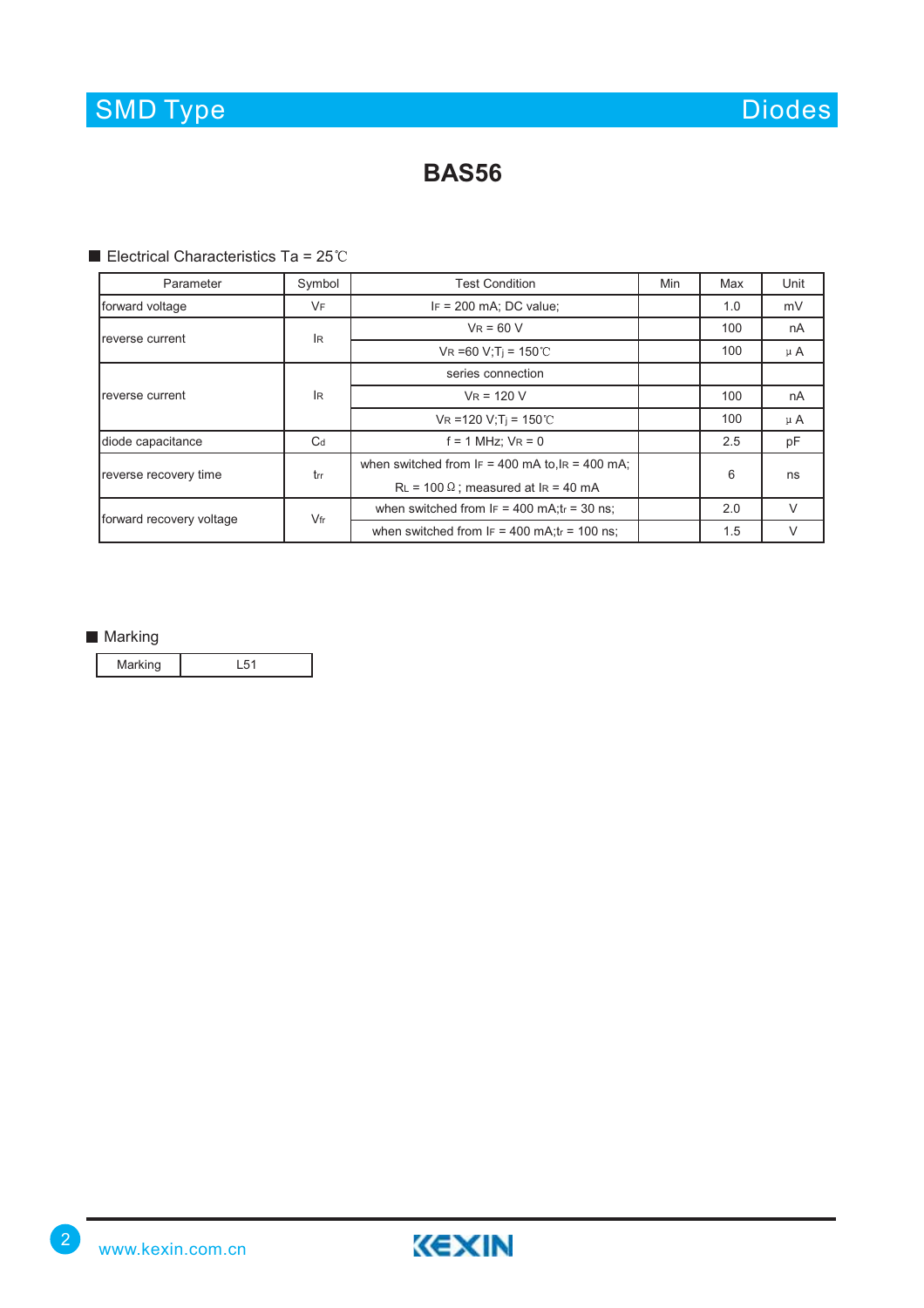# BAS56

## Electrical Characteristics Ta = 25℃

| Parameter | Symbol | Test Condition | Min | Max | Unit |
|---|---|---|---|---|---|
| forward voltage | $V_F$ | $I_F$ = 200 mA; DC value; | | 1.0 | mV |
| reverse current | $I_R$ | $V_R$ = 60 V | | 100 | nA |
| | | $V_R$ =60 V;$T_j$ = 150℃ | | 100 | μ A |
| reverse current | $I_R$ | series connection | | | |
| | | $V_R$ = 120 V | | 100 | nA |
| | | $V_R$ =120 V;$T_j$ = 150℃ | | 100 | μ A |
| diode capacitance | $C_d$ | f = 1 MHz; $V_R$ = 0 | | 2.5 | pF |
| reverse recovery time | $t_{rr}$ | when switched from $I_F$ = 400 mA to,$I_R$ = 400 mA; $R_L$ = 100 Ω; measured at $I_R$ = 40 mA | | 6 | ns |
| forward recovery voltage | $V_{fr}$ | when switched from $I_F$ = 400 mA;$t_r$ = 30 ns; | | 2.0 | V |
| | | when switched from $I_F$ = 400 mA;$t_r$ = 100 ns; | | 1.5 | V |

## Marking

| Marking | L51 |
|---|---|